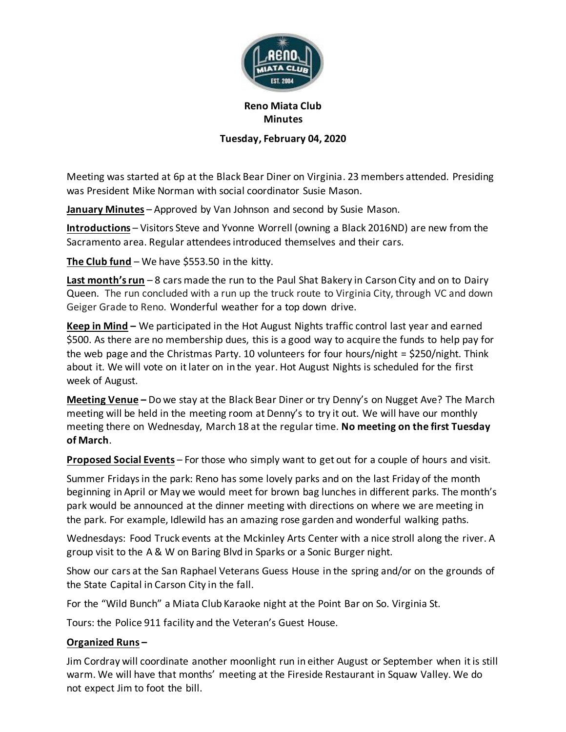**Reno Miata Club**
**Minutes**

**Tuesday, February 04, 2020**

Meeting was started at 6p at the Black Bear Diner on Virginia. 23 members attended. Presiding was President Mike Norman with social coordinator Susie Mason.

**January Minutes** – Approved by Van Johnson and second by Susie Mason.

**Introductions** – Visitors Steve and Yvonne Worrell (owning a Black 2016ND) are new from the Sacramento area. Regular attendees introduced themselves and their cars.

**The Club fund** – We have $553.50 in the kitty.

**Last month's run** – 8 cars made the run to the Paul Shat Bakery in Carson City and on to Dairy Queen. The run concluded with a run up the truck route to Virginia City, through VC and down Geiger Grade to Reno. Wonderful weather for a top down drive.

**Keep in Mind –** We participated in the Hot August Nights traffic control last year and earned $500. As there are no membership dues, this is a good way to acquire the funds to help pay for the web page and the Christmas Party. 10 volunteers for four hours/night = $250/night. Think about it. We will vote on it later on in the year. Hot August Nights is scheduled for the first week of August.

**Meeting Venue –** Do we stay at the Black Bear Diner or try Denny's on Nugget Ave? The March meeting will be held in the meeting room at Denny's to try it out. We will have our monthly meeting there on Wednesday, March 18 at the regular time. **No meeting on the first Tuesday of March**.

**Proposed Social Events** – For those who simply want to get out for a couple of hours and visit.

Summer Fridays in the park: Reno has some lovely parks and on the last Friday of the month beginning in April or May we would meet for brown bag lunches in different parks. The month's park would be announced at the dinner meeting with directions on where we are meeting in the park. For example, Idlewild has an amazing rose garden and wonderful walking paths.

Wednesdays: Food Truck events at the Mckinley Arts Center with a nice stroll along the river. A group visit to the A & W on Baring Blvd in Sparks or a Sonic Burger night.

Show our cars at the San Raphael Veterans Guess House in the spring and/or on the grounds of the State Capital in Carson City in the fall.

For the "Wild Bunch" a Miata Club Karaoke night at the Point Bar on So. Virginia St.

Tours: the Police 911 facility and the Veteran's Guest House.

**Organized Runs –**

Jim Cordray will coordinate another moonlight run in either August or September when it is still warm. We will have that months' meeting at the Fireside Restaurant in Squaw Valley. We do not expect Jim to foot the bill.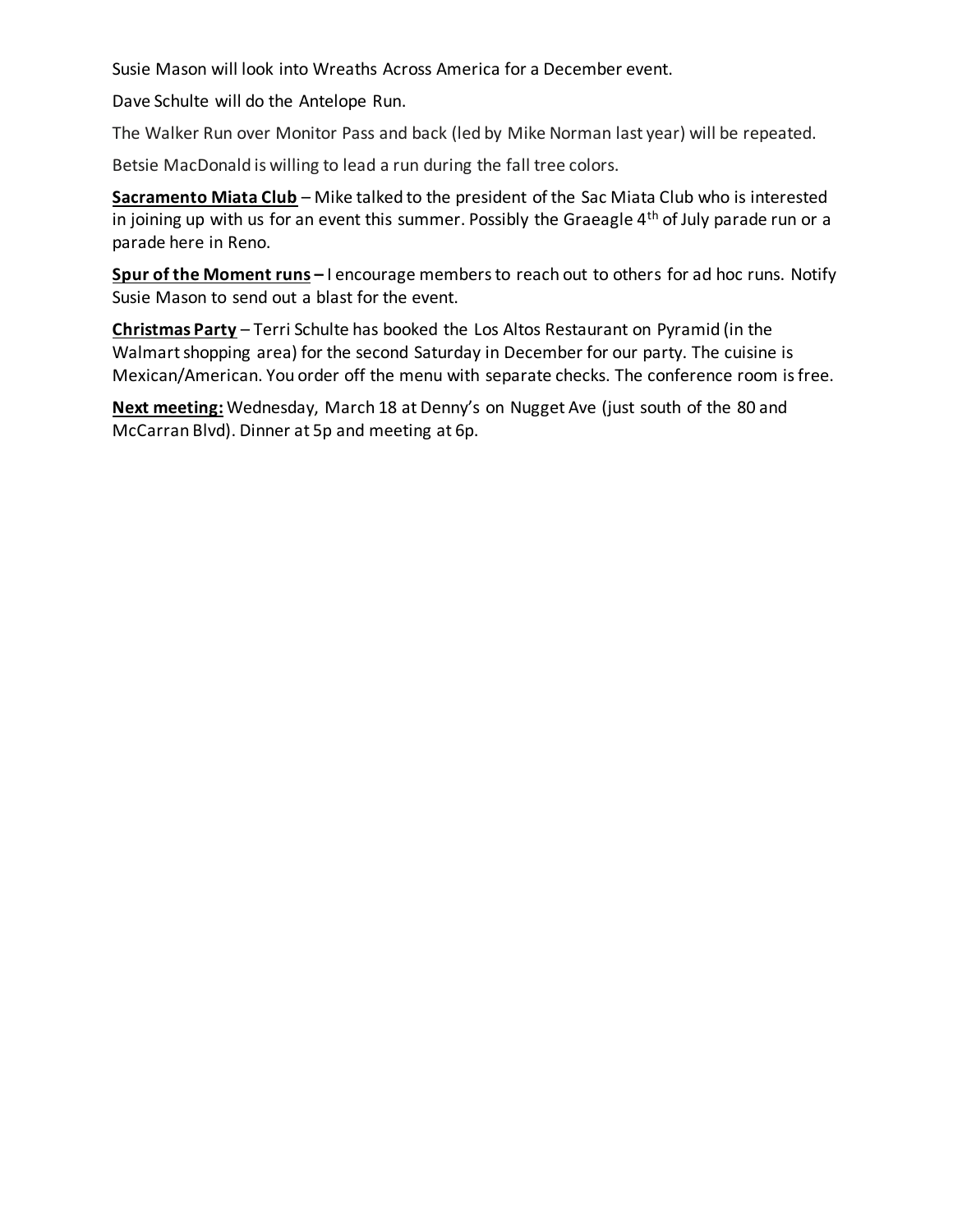Susie Mason will look into Wreaths Across America for a December event.

Dave Schulte will do the Antelope Run.

The Walker Run over Monitor Pass and back (led by Mike Norman last year) will be repeated.

Betsie MacDonald is willing to lead a run during the fall tree colors.

**Sacramento Miata Club** – Mike talked to the president of the Sac Miata Club who is interested in joining up with us for an event this summer. Possibly the Graeagle 4th of July parade run or a parade here in Reno.

**Spur of the Moment runs** – I encourage members to reach out to others for ad hoc runs. Notify Susie Mason to send out a blast for the event.

**Christmas Party** – Terri Schulte has booked the Los Altos Restaurant on Pyramid (in the Walmart shopping area) for the second Saturday in December for our party. The cuisine is Mexican/American. You order off the menu with separate checks. The conference room is free.

**Next meeting:** Wednesday, March 18 at Denny's on Nugget Ave (just south of the 80 and McCarran Blvd). Dinner at 5p and meeting at 6p.